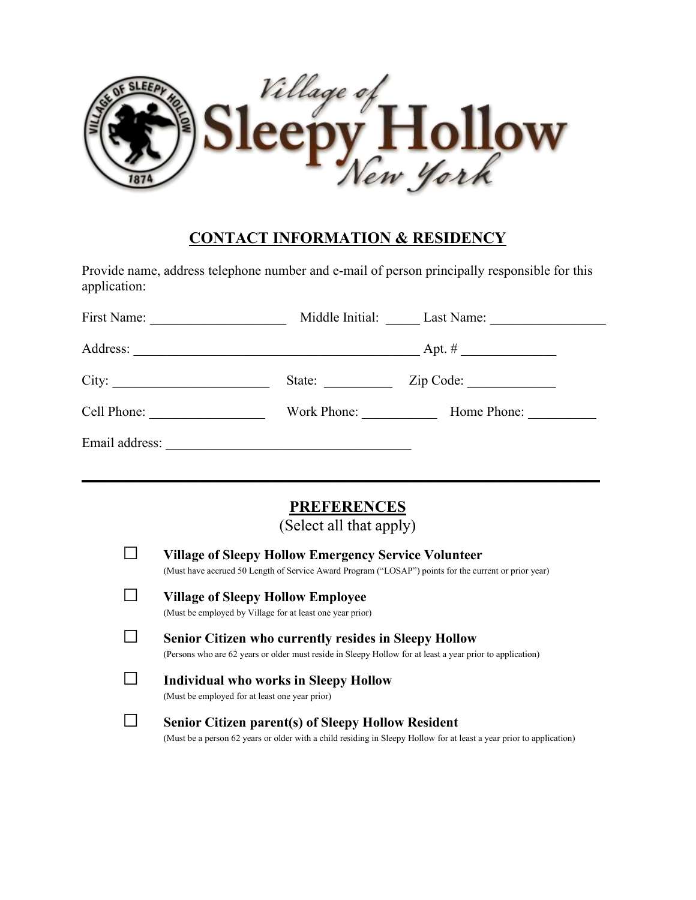Village of Sleepy Hollow New York

## CONTACT INFORMATION & RESIDENCY

Provide name, address telephone number and e-mail of person principally responsible for this application:

First Name: ___________________ Middle Initial: _____ Last Name: ________________

Address: __________________________________________ Apt. # _____________

City: ______________________ State: __________ Zip Code: _____________

Cell Phone: ________________ Work Phone: ___________ Home Phone: __________

Email address: __________________________________

---

## PREFERENCES

(Select all that apply)

☐ **Village of Sleepy Hollow Emergency Service Volunteer**
(Must have accrued 50 Length of Service Award Program ("LOSAP") points for the current or prior year)

☐ **Village of Sleepy Hollow Employee**
(Must be employed by Village for at least one year prior)

☐ **Senior Citizen who currently resides in Sleepy Hollow**
(Persons who are 62 years or older must reside in Sleepy Hollow for at least a year prior to application)

☐ **Individual who works in Sleepy Hollow**
(Must be employed for at least one year prior)

☐ **Senior Citizen parent(s) of Sleepy Hollow Resident**
(Must be a person 62 years or older with a child residing in Sleepy Hollow for at least a year prior to application)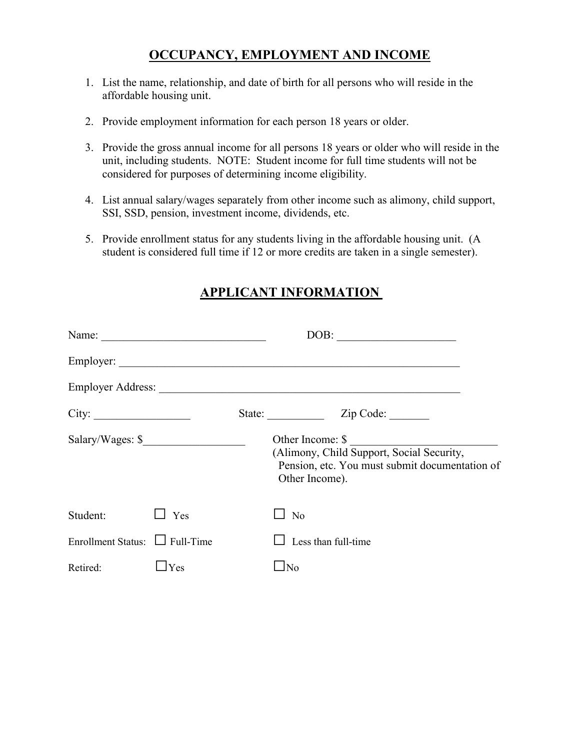## OCCUPANCY, EMPLOYMENT AND INCOME

1. List the name, relationship, and date of birth for all persons who will reside in the affordable housing unit.

2. Provide employment information for each person 18 years or older.

3. Provide the gross annual income for all persons 18 years or older who will reside in the unit, including students. NOTE: Student income for full time students will not be considered for purposes of determining income eligibility.

4. List annual salary/wages separately from other income such as alimony, child support, SSI, SSD, pension, investment income, dividends, etc.

5. Provide enrollment status for any students living in the affordable housing unit. (A student is considered full time if 12 or more credits are taken in a single semester).

## APPLICANT INFORMATION

Name: ____________________________ DOB: _____________________

Employer: ______________________________________________________________

Employer Address: _______________________________________________________

City: _________________ State: __________ Zip Code: _______

Salary/Wages: $__________________ Other Income: $ __________________________
(Alimony, Child Support, Social Security, Pension, etc. You must submit documentation of Other Income).

Student: ☐ Yes ☐ No

Enrollment Status: ☐ Full-Time ☐ Less than full-time

Retired: ☐ Yes ☐ No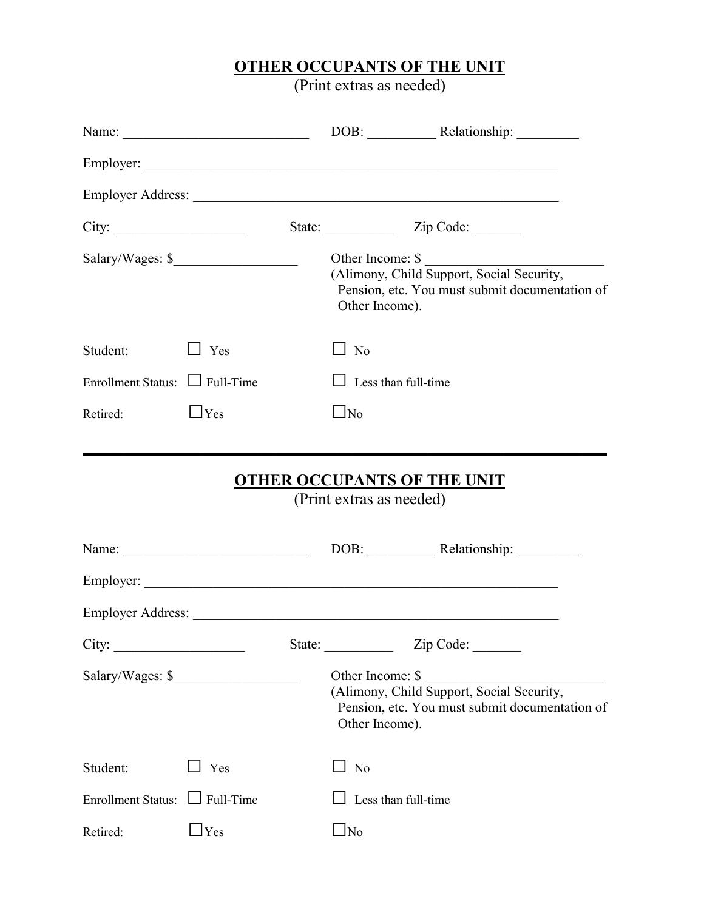## OTHER OCCUPANTS OF THE UNIT

(Print extras as needed)

Name: ___________________________ DOB: __________ Relationship: _________

Employer: ____________________________________________________________

Employer Address: _____________________________________________________

City: ___________________ State: __________ Zip Code: _______

Salary/Wages: $_________________ Other Income: $ __________________________
(Alimony, Child Support, Social Security, Pension, etc. You must submit documentation of Other Income).

Student: ☐ Yes ☐ No

Enrollment Status: ☐ Full-Time ☐ Less than full-time

Retired: ☐ Yes ☐ No

---

## OTHER OCCUPANTS OF THE UNIT

(Print extras as needed)

Name: ___________________________ DOB: __________ Relationship: _________

Employer: ____________________________________________________________

Employer Address: _____________________________________________________

City: ___________________ State: __________ Zip Code: _______

Salary/Wages: $_________________ Other Income: $ __________________________
(Alimony, Child Support, Social Security, Pension, etc. You must submit documentation of Other Income).

Student: ☐ Yes ☐ No

Enrollment Status: ☐ Full-Time ☐ Less than full-time

Retired: ☐ Yes ☐ No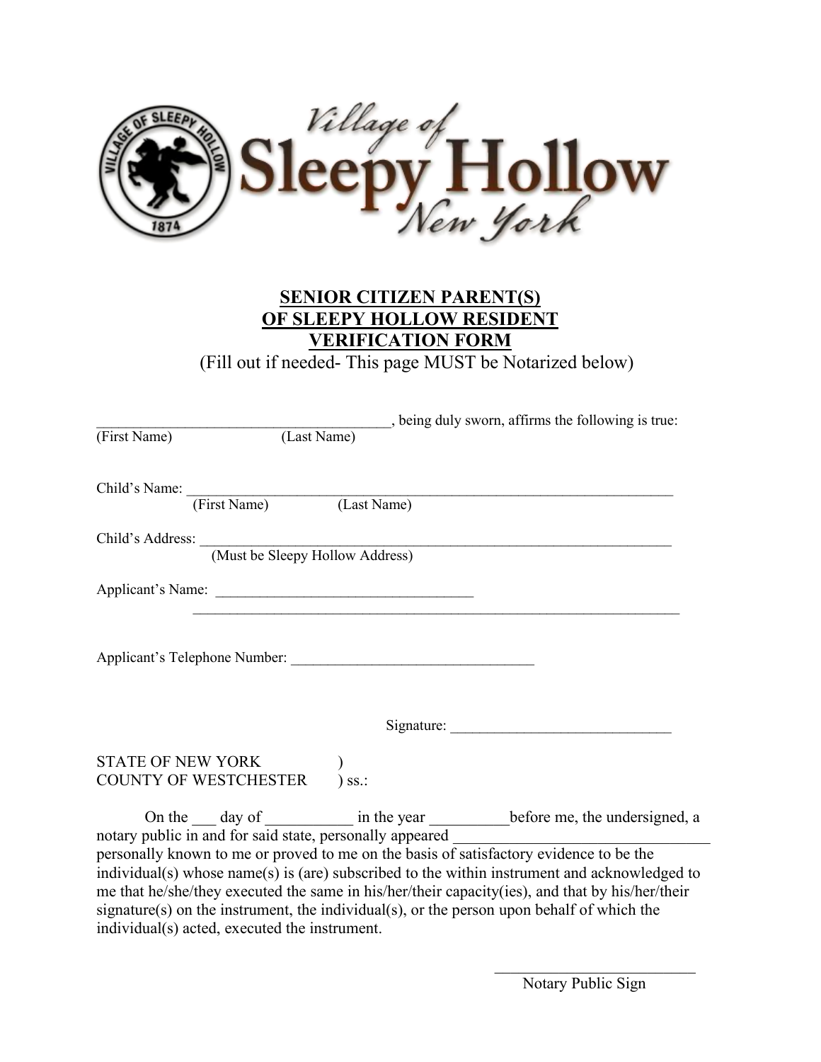Village of Sleepy Hollow New York

## SENIOR CITIZEN PARENT(S) OF SLEEPY HOLLOW RESIDENT VERIFICATION FORM

(Fill out if needed- This page MUST be Notarized below)

_______________________________________, being duly sworn, affirms the following is true:
(First Name) (Last Name)

Child's Name: ________________________________________________________________
(First Name) (Last Name)

Child's Address: ______________________________________________________________
(Must be Sleepy Hollow Address)

Applicant's Name: ___________________________________
_________________________________________________________________

Applicant's Telephone Number: _________________________________

Signature: ______________________________

STATE OF NEW YORK )
COUNTY OF WESTCHESTER ) ss.:

On the ___ day of __________ in the year __________before me, the undersigned, a notary public in and for said state, personally appeared _______________________________ personally known to me or proved to me on the basis of satisfactory evidence to be the individual(s) whose name(s) is (are) subscribed to the within instrument and acknowledged to me that he/she/they executed the same in his/her/their capacity(ies), and that by his/her/their signature(s) on the instrument, the individual(s), or the person upon behalf of which the individual(s) acted, executed the instrument.

___________________________
Notary Public Sign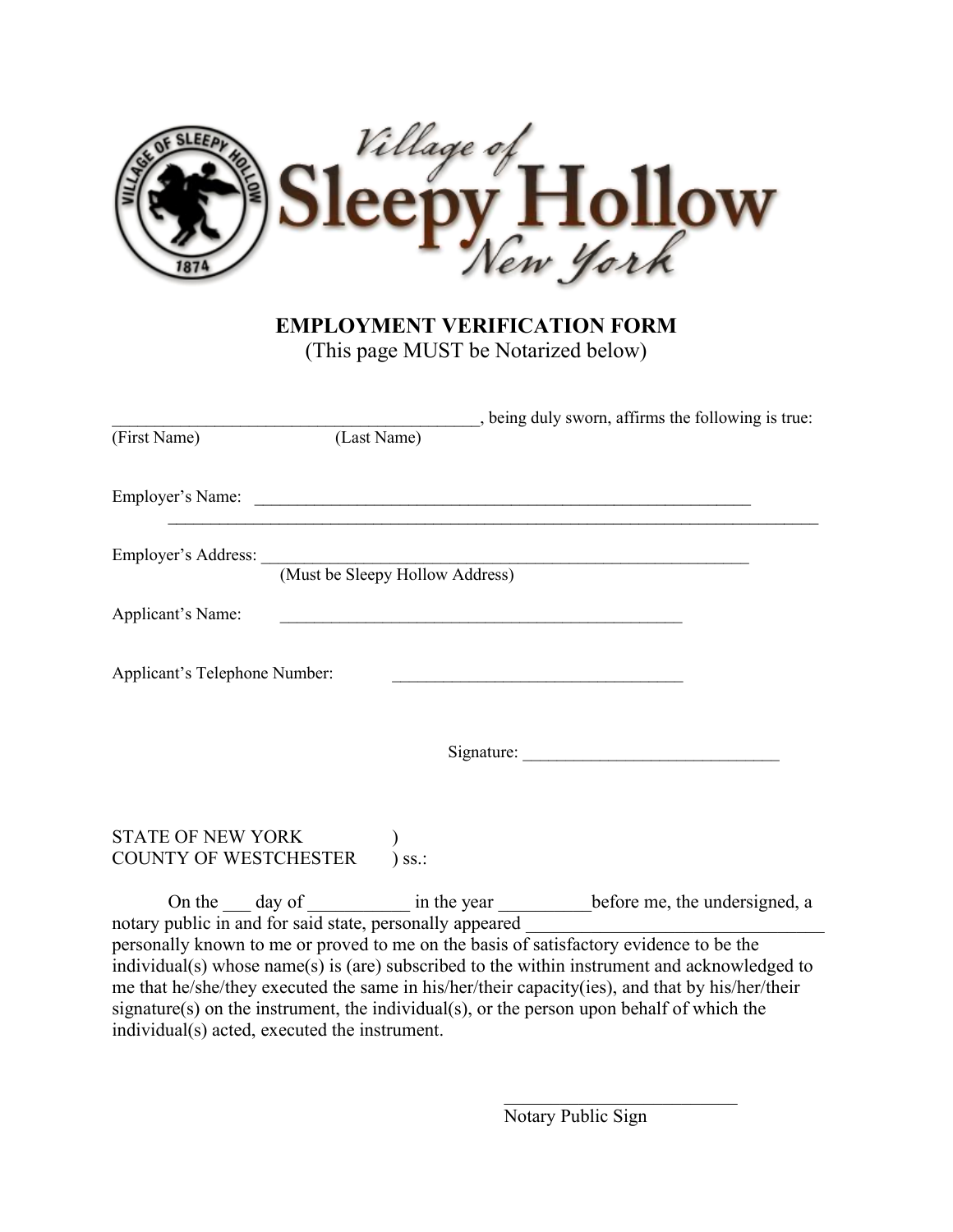Village of Sleepy Hollow New York

**EMPLOYMENT VERIFICATION FORM**
(This page MUST be Notarized below)

__________________________________________, being duly sworn, affirms the following is true:
(First Name) (Last Name)

Employer's Name: ____________________________________________________________
_______________________________________________________________________________

Employer's Address: ___________________________________________________________
(Must be Sleepy Hollow Address)

Applicant's Name: ________________________________________________

Applicant's Telephone Number: ___________________________________

Signature: ______________________________

STATE OF NEW YORK )
COUNTY OF WESTCHESTER ) ss.:

On the ___ day of ___________ in the year __________before me, the undersigned, a notary public in and for said state, personally appeared ________________________________ personally known to me or proved to me on the basis of satisfactory evidence to be the individual(s) whose name(s) is (are) subscribed to the within instrument and acknowledged to me that he/she/they executed the same in his/her/their capacity(ies), and that by his/her/their signature(s) on the instrument, the individual(s), or the person upon behalf of which the individual(s) acted, executed the instrument.

___________________________
Notary Public Sign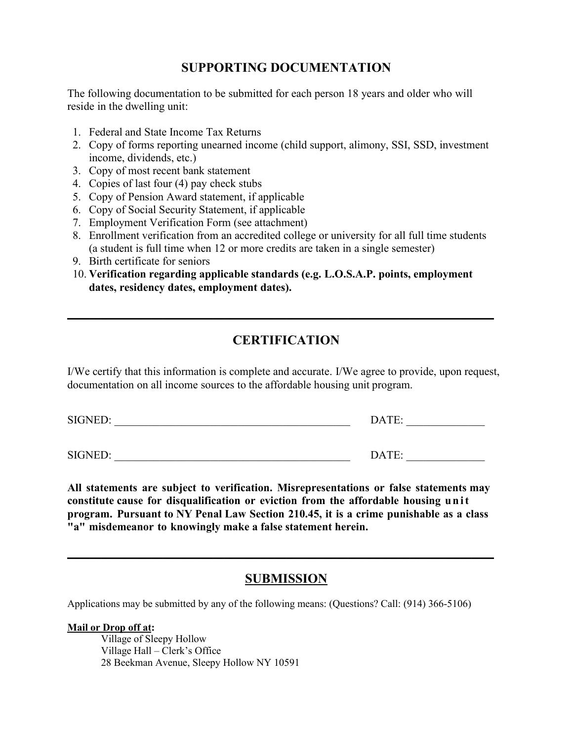## SUPPORTING DOCUMENTATION

The following documentation to be submitted for each person 18 years and older who will reside in the dwelling unit:

1. Federal and State Income Tax Returns
2. Copy of forms reporting unearned income (child support, alimony, SSI, SSD, investment income, dividends, etc.)
3. Copy of most recent bank statement
4. Copies of last four (4) pay check stubs
5. Copy of Pension Award statement, if applicable
6. Copy of Social Security Statement, if applicable
7. Employment Verification Form (see attachment)
8. Enrollment verification from an accredited college or university for all full time students (a student is full time when 12 or more credits are taken in a single semester)
9. Birth certificate for seniors
10. **Verification regarding applicable standards (e.g. L.O.S.A.P. points, employment dates, residency dates, employment dates).**

---

## CERTIFICATION

I/We certify that this information is complete and accurate. I/We agree to provide, upon request, documentation on all income sources to the affordable housing unit program.

SIGNED: ____________________________________________ DATE: ______________

SIGNED: ____________________________________________ DATE: ______________

**All statements are subject to verification. Misrepresentations or false statements may constitute cause for disqualification or eviction from the affordable housing unit program. Pursuant to NY Penal Law Section 210.45, it is a crime punishable as a class "a" misdemeanor to knowingly make a false statement herein.**

---

## SUBMISSION

Applications may be submitted by any of the following means: (Questions? Call: (914) 366-5106)

**Mail or Drop off at:**

Village of Sleepy Hollow
Village Hall – Clerk's Office
28 Beekman Avenue, Sleepy Hollow NY 10591